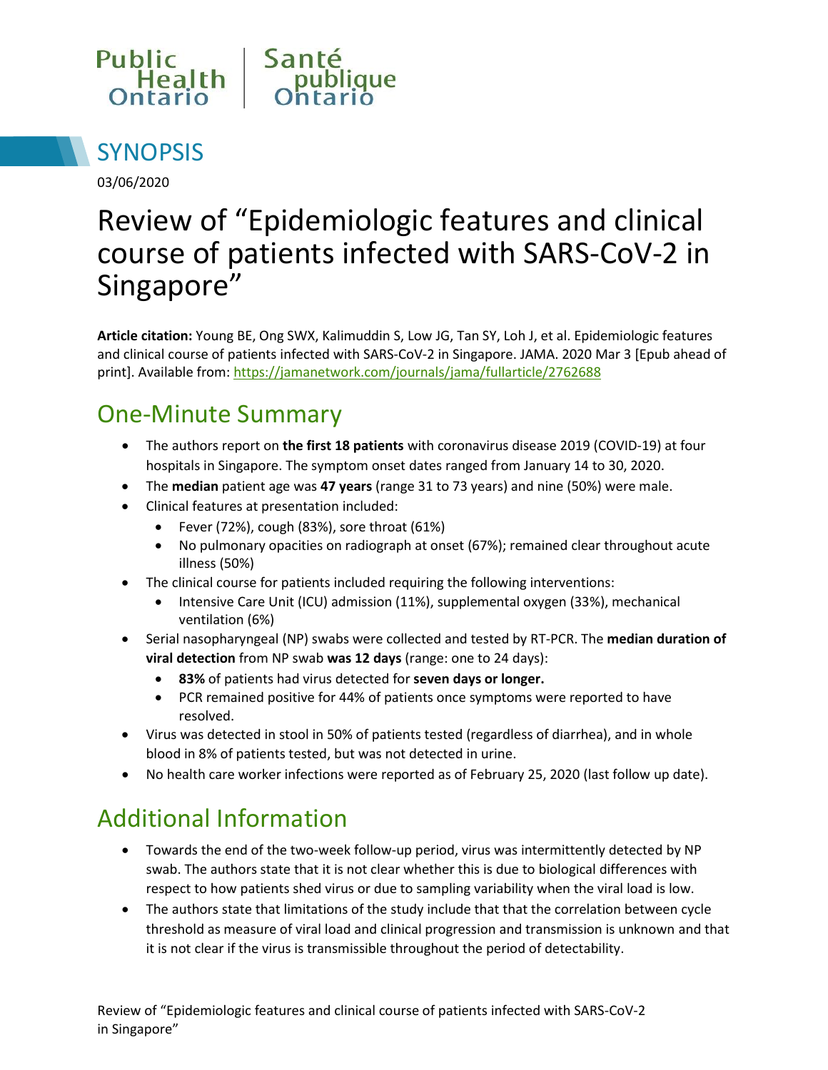Public Health Ontario | Santé publique Ontario

# SYNOPSIS

03/06/2020

# Review of "Epidemiologic features and clinical course of patients infected with SARS-CoV-2 in Singapore"

**Article citation:** Young BE, Ong SWX, Kalimuddin S, Low JG, Tan SY, Loh J, et al. Epidemiologic features and clinical course of patients infected with SARS-CoV-2 in Singapore. JAMA. 2020 Mar 3 [Epub ahead of print]. Available from: https://jamanetwork.com/journals/jama/fullarticle/2762688

## One-Minute Summary

- The authors report on **the first 18 patients** with coronavirus disease 2019 (COVID-19) at four hospitals in Singapore. The symptom onset dates ranged from January 14 to 30, 2020.
- The **median** patient age was **47 years** (range 31 to 73 years) and nine (50%) were male.
- Clinical features at presentation included:
  - Fever (72%), cough (83%), sore throat (61%)
  - No pulmonary opacities on radiograph at onset (67%); remained clear throughout acute illness (50%)
- The clinical course for patients included requiring the following interventions:
  - Intensive Care Unit (ICU) admission (11%), supplemental oxygen (33%), mechanical ventilation (6%)
- Serial nasopharyngeal (NP) swabs were collected and tested by RT-PCR. The **median duration of viral detection** from NP swab **was 12 days** (range: one to 24 days):
  - **83%** of patients had virus detected for **seven days or longer.**
  - PCR remained positive for 44% of patients once symptoms were reported to have resolved.
- Virus was detected in stool in 50% of patients tested (regardless of diarrhea), and in whole blood in 8% of patients tested, but was not detected in urine.
- No health care worker infections were reported as of February 25, 2020 (last follow up date).

## Additional Information

- Towards the end of the two-week follow-up period, virus was intermittently detected by NP swab. The authors state that it is not clear whether this is due to biological differences with respect to how patients shed virus or due to sampling variability when the viral load is low.
- The authors state that limitations of the study include that that the correlation between cycle threshold as measure of viral load and clinical progression and transmission is unknown and that it is not clear if the virus is transmissible throughout the period of detectability.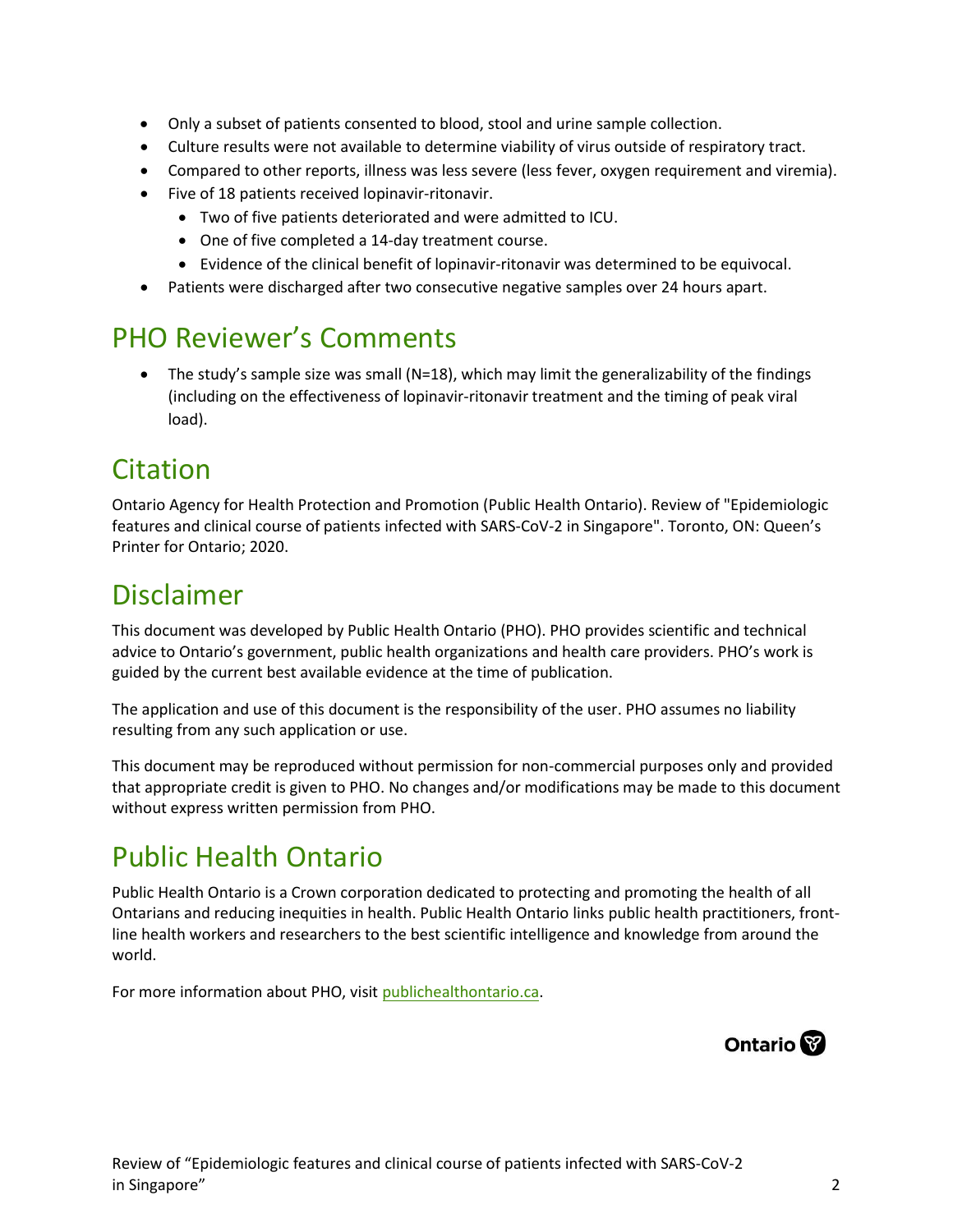- Only a subset of patients consented to blood, stool and urine sample collection.
- Culture results were not available to determine viability of virus outside of respiratory tract.
- Compared to other reports, illness was less severe (less fever, oxygen requirement and viremia).
- Five of 18 patients received lopinavir-ritonavir.
  - Two of five patients deteriorated and were admitted to ICU.
  - One of five completed a 14-day treatment course.
  - Evidence of the clinical benefit of lopinavir-ritonavir was determined to be equivocal.
- Patients were discharged after two consecutive negative samples over 24 hours apart.

## PHO Reviewer's Comments

- The study's sample size was small (N=18), which may limit the generalizability of the findings (including on the effectiveness of lopinavir-ritonavir treatment and the timing of peak viral load).

## Citation

Ontario Agency for Health Protection and Promotion (Public Health Ontario). Review of "Epidemiologic features and clinical course of patients infected with SARS-CoV-2 in Singapore". Toronto, ON: Queen's Printer for Ontario; 2020.

## Disclaimer

This document was developed by Public Health Ontario (PHO). PHO provides scientific and technical advice to Ontario's government, public health organizations and health care providers. PHO's work is guided by the current best available evidence at the time of publication.

The application and use of this document is the responsibility of the user. PHO assumes no liability resulting from any such application or use.

This document may be reproduced without permission for non-commercial purposes only and provided that appropriate credit is given to PHO. No changes and/or modifications may be made to this document without express written permission from PHO.

## Public Health Ontario

Public Health Ontario is a Crown corporation dedicated to protecting and promoting the health of all Ontarians and reducing inequities in health. Public Health Ontario links public health practitioners, front-line health workers and researchers to the best scientific intelligence and knowledge from around the world.

For more information about PHO, visit publichealthontario.ca.

Ontario